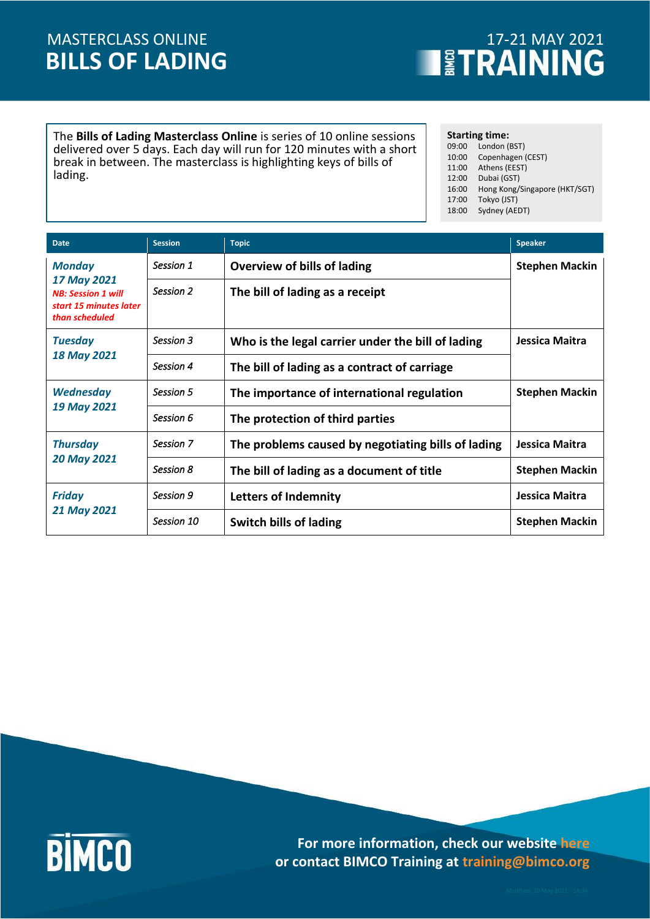MASTERCLASS ONLINE

# BILLS OF LADING

17-21 MAY 2021

BIMCO TRAINING

The **Bills of Lading Masterclass Online** is series of 10 online sessions delivered over 5 days. Each day will run for 120 minutes with a short break in between. The masterclass is highlighting keys of bills of lading.

**Starting time:**

| | |
|---|---|
| 09:00 | London (BST) |
| 10:00 | Copenhagen (CEST) |
| 11:00 | Athens (EEST) |
| 12:00 | Dubai (GST) |
| 16:00 | Hong Kong/Singapore (HKT/SGT) |
| 17:00 | Tokyo (JST) |
| 18:00 | Sydney (AEDT) |

| Date | Session | Topic | Speaker |
|---|---|---|---|
| ***Monday 17 May 2021*** ***NB: Session 1 will start 15 minutes later than scheduled*** | *Session 1* | **Overview of bills of lading** | **Stephen Mackin** |
| | *Session 2* | **The bill of lading as a receipt** | |
| ***Tuesday 18 May 2021*** | *Session 3* | **Who is the legal carrier under the bill of lading** | **Jessica Maitra** |
| | *Session 4* | **The bill of lading as a contract of carriage** | |
| ***Wednesday 19 May 2021*** | *Session 5* | **The importance of international regulation** | **Stephen Mackin** |
| | *Session 6* | **The protection of third parties** | |
| ***Thursday 20 May 2021*** | *Session 7* | **The problems caused by negotiating bills of lading** | **Jessica Maitra** |
| | *Session 8* | **The bill of lading as a document of title** | **Stephen Mackin** |
| ***Friday 21 May 2021*** | *Session 9* | **Letters of Indemnity** | **Jessica Maitra** |
| | *Session 10* | **Switch bills of lading** | **Stephen Mackin** |

BIMCO

**For more information, check our website here or contact BIMCO Training at training@bimco.org**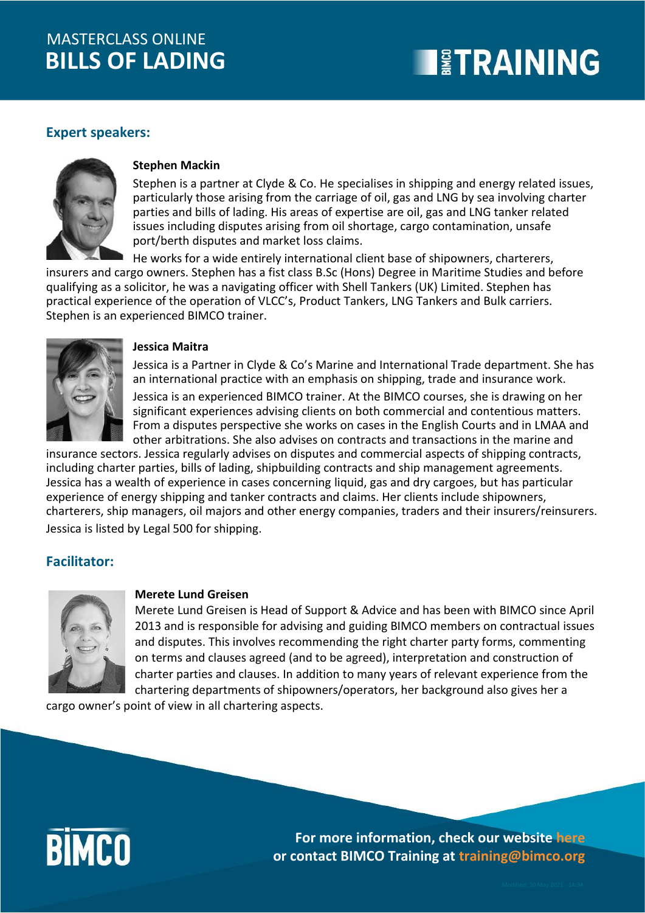MASTERCLASS ONLINE
# BILLS OF LADING

## Expert speakers:

**Stephen Mackin**

Stephen is a partner at Clyde & Co. He specialises in shipping and energy related issues, particularly those arising from the carriage of oil, gas and LNG by sea involving charter parties and bills of lading. His areas of expertise are oil, gas and LNG tanker related issues including disputes arising from oil shortage, cargo contamination, unsafe port/berth disputes and market loss claims.

He works for a wide entirely international client base of shipowners, charterers, insurers and cargo owners. Stephen has a fist class B.Sc (Hons) Degree in Maritime Studies and before qualifying as a solicitor, he was a navigating officer with Shell Tankers (UK) Limited. Stephen has practical experience of the operation of VLCC's, Product Tankers, LNG Tankers and Bulk carriers. Stephen is an experienced BIMCO trainer.

**Jessica Maitra**

Jessica is a Partner in Clyde & Co's Marine and International Trade department. She has an international practice with an emphasis on shipping, trade and insurance work.

Jessica is an experienced BIMCO trainer. At the BIMCO courses, she is drawing on her significant experiences advising clients on both commercial and contentious matters. From a disputes perspective she works on cases in the English Courts and in LMAA and other arbitrations. She also advises on contracts and transactions in the marine and insurance sectors. Jessica regularly advises on disputes and commercial aspects of shipping contracts, including charter parties, bills of lading, shipbuilding contracts and ship management agreements. Jessica has a wealth of experience in cases concerning liquid, gas and dry cargoes, but has particular experience of energy shipping and tanker contracts and claims. Her clients include shipowners, charterers, ship managers, oil majors and other energy companies, traders and their insurers/reinsurers.

Jessica is listed by Legal 500 for shipping.

## Facilitator:

**Merete Lund Greisen**

Merete Lund Greisen is Head of Support & Advice and has been with BIMCO since April 2013 and is responsible for advising and guiding BIMCO members on contractual issues and disputes. This involves recommending the right charter party forms, commenting on terms and clauses agreed (and to be agreed), interpretation and construction of charter parties and clauses. In addition to many years of relevant experience from the chartering departments of shipowners/operators, her background also gives her a cargo owner's point of view in all chartering aspects.

**For more information, check our website here**
**or contact BIMCO Training at training@bimco.org**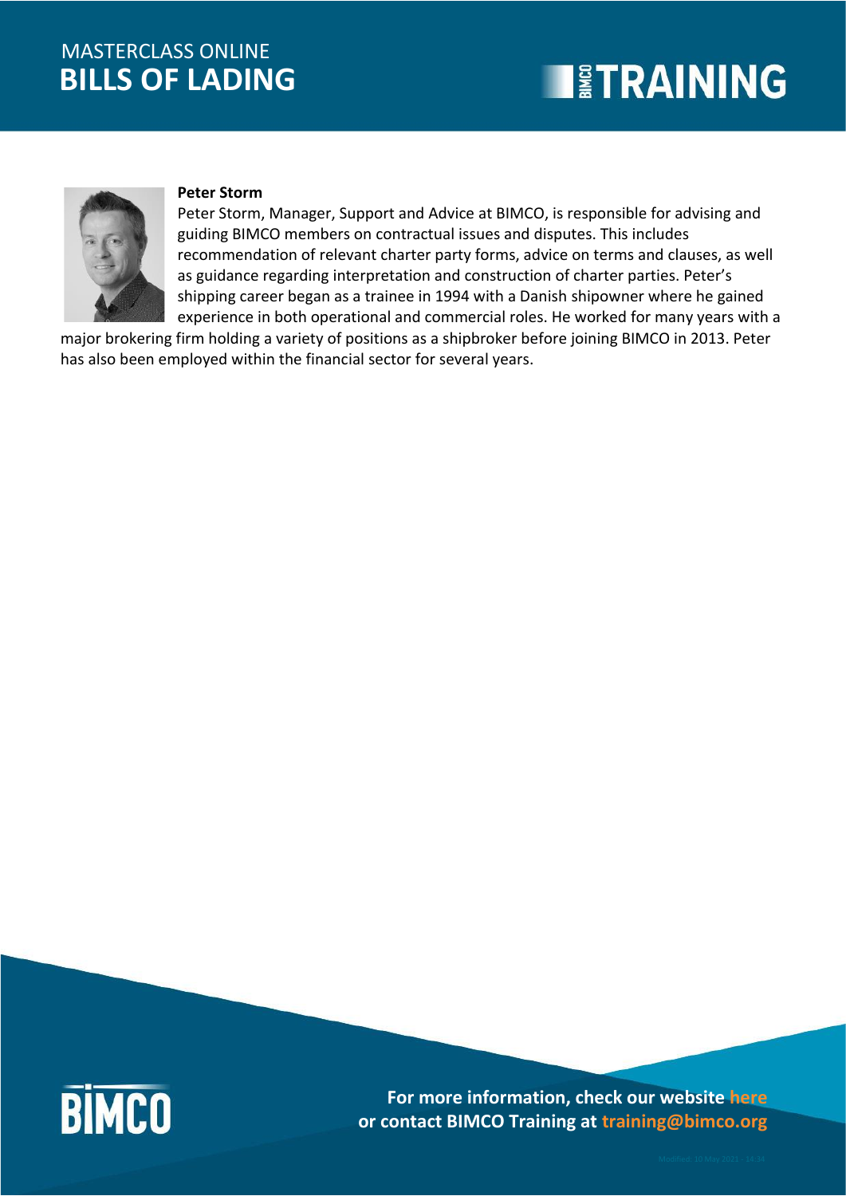MASTERCLASS ONLINE

**BILLS OF LADING**

**Peter Storm**

Peter Storm, Manager, Support and Advice at BIMCO, is responsible for advising and guiding BIMCO members on contractual issues and disputes. This includes recommendation of relevant charter party forms, advice on terms and clauses, as well as guidance regarding interpretation and construction of charter parties. Peter's shipping career began as a trainee in 1994 with a Danish shipowner where he gained experience in both operational and commercial roles. He worked for many years with a major brokering firm holding a variety of positions as a shipbroker before joining BIMCO in 2013. Peter has also been employed within the financial sector for several years.

**For more information, check our website here or contact BIMCO Training at training@bimco.org**